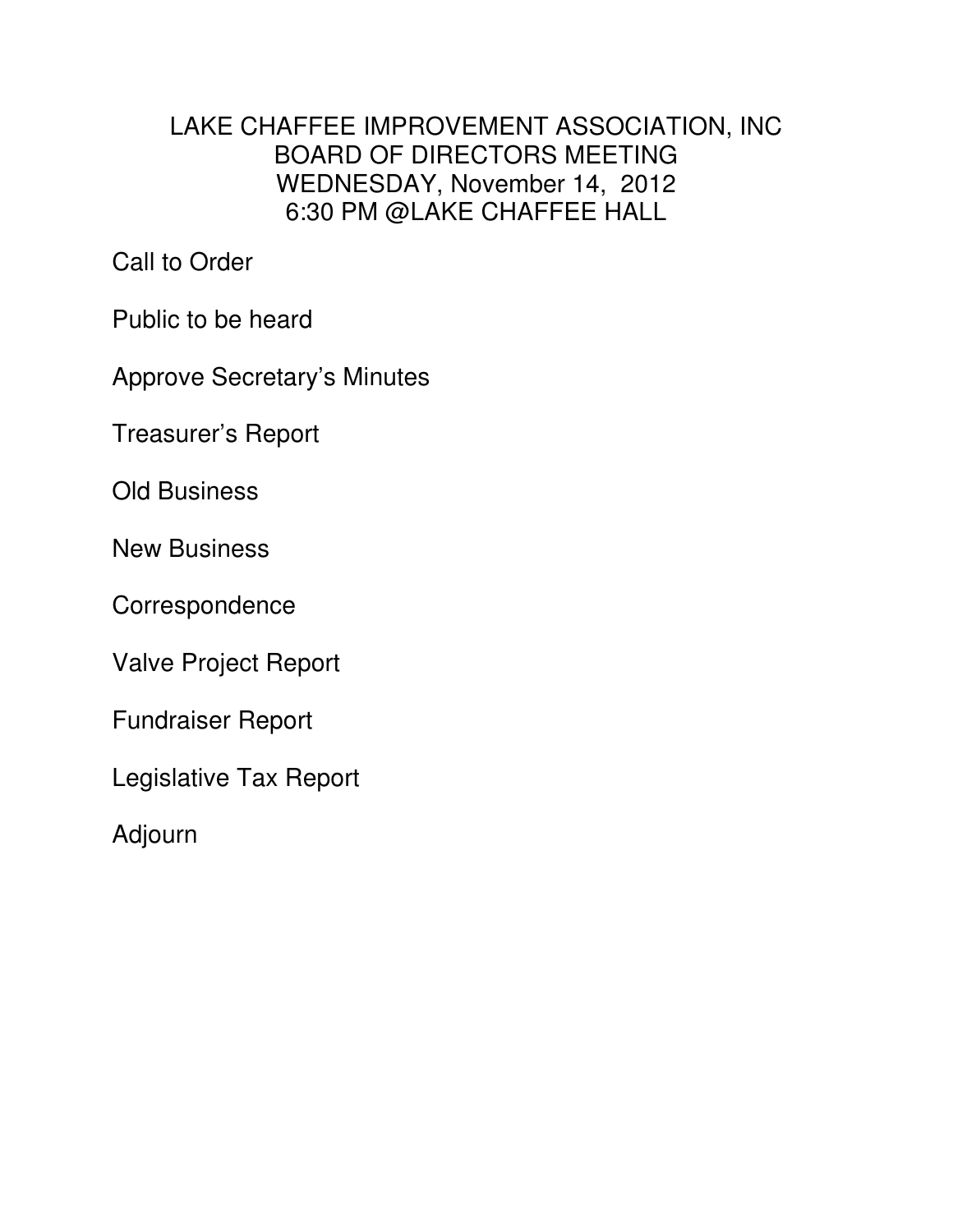# LAKE CHAFFEE IMPROVEMENT ASSOCIATION, INC
## BOARD OF DIRECTORS MEETING
## WEDNESDAY, November 14, 2012
## 6:30 PM @LAKE CHAFFEE HALL

Call to Order

Public to be heard

Approve Secretary's Minutes

Treasurer's Report

Old Business

New Business

Correspondence

Valve Project Report

Fundraiser Report

Legislative Tax Report

Adjourn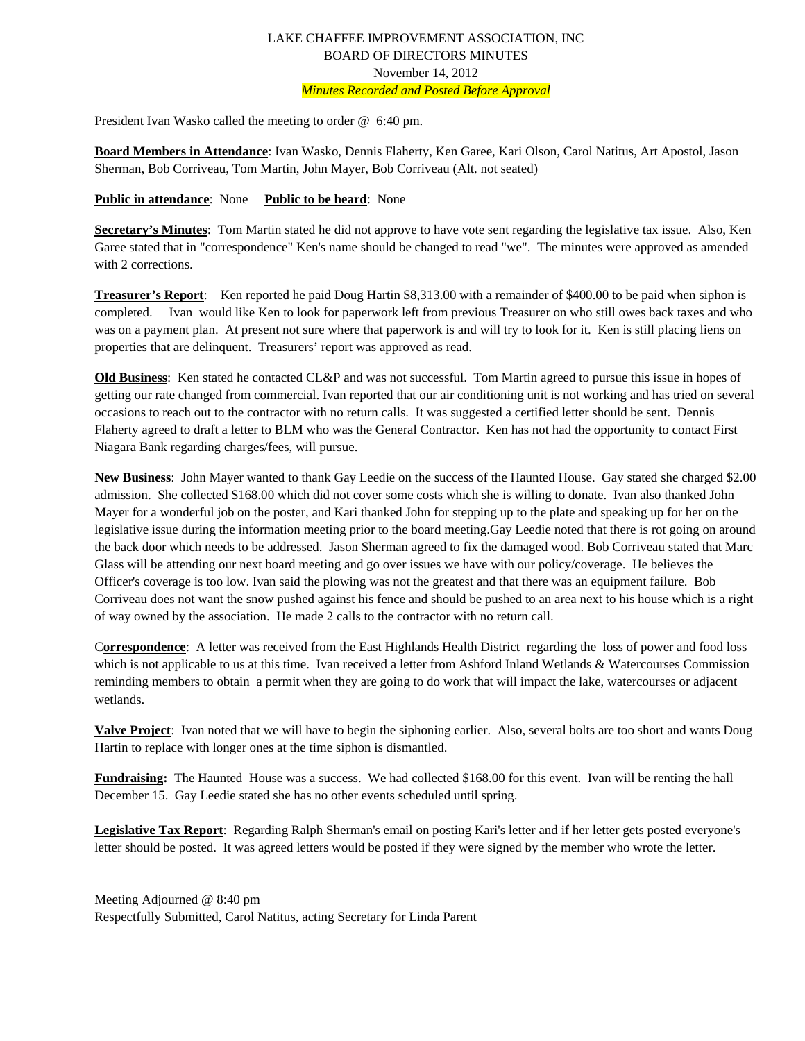LAKE CHAFFEE IMPROVEMENT ASSOCIATION, INC
BOARD OF DIRECTORS MINUTES
November 14, 2012
*Minutes Recorded and Posted Before Approval*

President Ivan Wasko called the meeting to order @ 6:40 pm.

**Board Members in Attendance**: Ivan Wasko, Dennis Flaherty, Ken Garee, Kari Olson, Carol Natitus, Art Apostol, Jason Sherman, Bob Corriveau, Tom Martin, John Mayer, Bob Corriveau (Alt. not seated)

**Public in attendance**: None **Public to be heard**: None

**Secretary's Minutes**: Tom Martin stated he did not approve to have vote sent regarding the legislative tax issue. Also, Ken Garee stated that in "correspondence" Ken's name should be changed to read "we". The minutes were approved as amended with 2 corrections.

**Treasurer's Report**: Ken reported he paid Doug Hartin $8,313.00 with a remainder of $400.00 to be paid when siphon is completed. Ivan would like Ken to look for paperwork left from previous Treasurer on who still owes back taxes and who was on a payment plan. At present not sure where that paperwork is and will try to look for it. Ken is still placing liens on properties that are delinquent. Treasurers' report was approved as read.

**Old Business**: Ken stated he contacted CL&P and was not successful. Tom Martin agreed to pursue this issue in hopes of getting our rate changed from commercial. Ivan reported that our air conditioning unit is not working and has tried on several occasions to reach out to the contractor with no return calls. It was suggested a certified letter should be sent. Dennis Flaherty agreed to draft a letter to BLM who was the General Contractor. Ken has not had the opportunity to contact First Niagara Bank regarding charges/fees, will pursue.

**New Business**: John Mayer wanted to thank Gay Leedie on the success of the Haunted House. Gay stated she charged $2.00 admission. She collected $168.00 which did not cover some costs which she is willing to donate. Ivan also thanked John Mayer for a wonderful job on the poster, and Kari thanked John for stepping up to the plate and speaking up for her on the legislative issue during the information meeting prior to the board meeting.Gay Leedie noted that there is rot going on around the back door which needs to be addressed. Jason Sherman agreed to fix the damaged wood. Bob Corriveau stated that Marc Glass will be attending our next board meeting and go over issues we have with our policy/coverage. He believes the Officer's coverage is too low. Ivan said the plowing was not the greatest and that there was an equipment failure. Bob Corriveau does not want the snow pushed against his fence and should be pushed to an area next to his house which is a right of way owned by the association. He made 2 calls to the contractor with no return call.

C**orrespondence**: A letter was received from the East Highlands Health District regarding the loss of power and food loss which is not applicable to us at this time. Ivan received a letter from Ashford Inland Wetlands & Watercourses Commission reminding members to obtain a permit when they are going to do work that will impact the lake, watercourses or adjacent wetlands.

**Valve Project**: Ivan noted that we will have to begin the siphoning earlier. Also, several bolts are too short and wants Doug Hartin to replace with longer ones at the time siphon is dismantled.

**Fundraising:** The Haunted House was a success. We had collected $168.00 for this event. Ivan will be renting the hall December 15. Gay Leedie stated she has no other events scheduled until spring.

**Legislative Tax Report**: Regarding Ralph Sherman's email on posting Kari's letter and if her letter gets posted everyone's letter should be posted. It was agreed letters would be posted if they were signed by the member who wrote the letter.

Meeting Adjourned @ 8:40 pm
Respectfully Submitted, Carol Natitus, acting Secretary for Linda Parent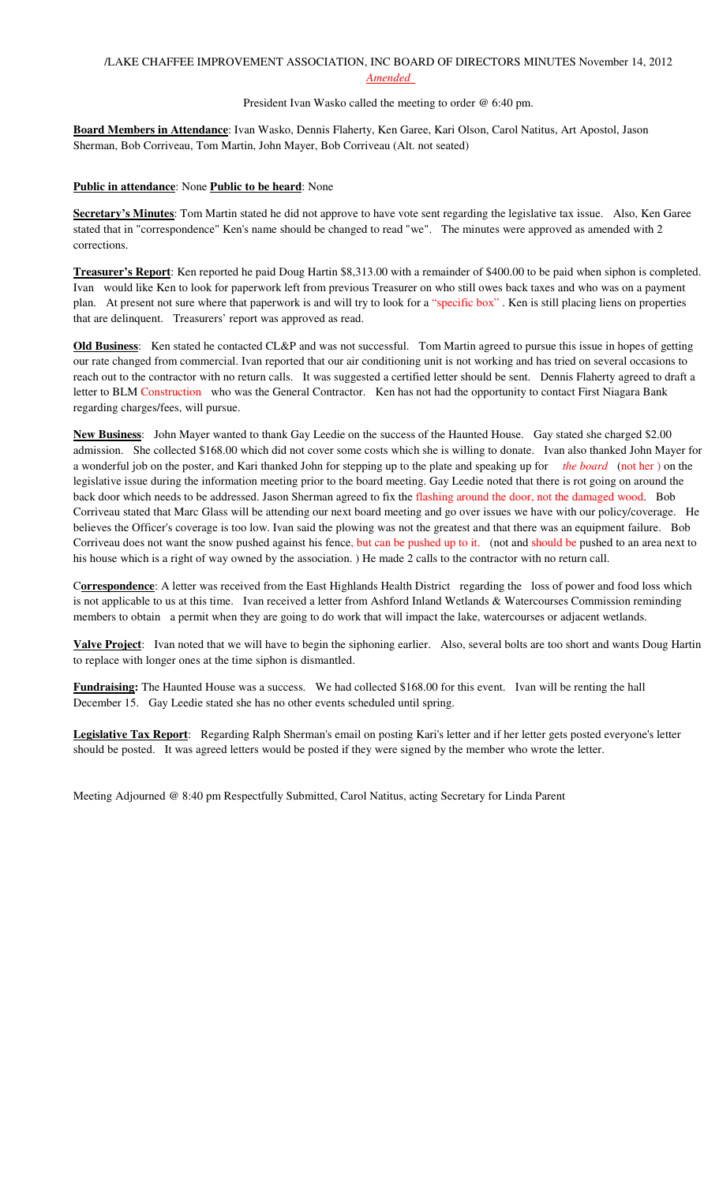/LAKE CHAFFEE IMPROVEMENT ASSOCIATION, INC BOARD OF DIRECTORS MINUTES November 14, 2012

*Amended*

President Ivan Wasko called the meeting to order @ 6:40 pm.

**Board Members in Attendance**: Ivan Wasko, Dennis Flaherty, Ken Garee, Kari Olson, Carol Natitus, Art Apostol, Jason Sherman, Bob Corriveau, Tom Martin, John Mayer, Bob Corriveau (Alt. not seated)

**Public in attendance**: None **Public to be heard**: None

**Secretary's Minutes**: Tom Martin stated he did not approve to have vote sent regarding the legislative tax issue. Also, Ken Garee stated that in "correspondence" Ken's name should be changed to read "we". The minutes were approved as amended with 2 corrections.

**Treasurer's Report**: Ken reported he paid Doug Hartin $8,313.00 with a remainder of $400.00 to be paid when siphon is completed. Ivan would like Ken to look for paperwork left from previous Treasurer on who still owes back taxes and who was on a payment plan. At present not sure where that paperwork is and will try to look for a "specific box". Ken is still placing liens on properties that are delinquent. Treasurers' report was approved as read.

**Old Business**: Ken stated he contacted CL&P and was not successful. Tom Martin agreed to pursue this issue in hopes of getting our rate changed from commercial. Ivan reported that our air conditioning unit is not working and has tried on several occasions to reach out to the contractor with no return calls. It was suggested a certified letter should be sent. Dennis Flaherty agreed to draft a letter to BLM Construction who was the General Contractor. Ken has not had the opportunity to contact First Niagara Bank regarding charges/fees, will pursue.

**New Business**: John Mayer wanted to thank Gay Leedie on the success of the Haunted House. Gay stated she charged $2.00 admission. She collected $168.00 which did not cover some costs which she is willing to donate. Ivan also thanked John Mayer for a wonderful job on the poster, and Kari thanked John for stepping up to the plate and speaking up for *the board* (not her ) on the legislative issue during the information meeting prior to the board meeting. Gay Leedie noted that there is rot going on around the back door which needs to be addressed. Jason Sherman agreed to fix the flashing around the door, not the damaged wood. Bob Corriveau stated that Marc Glass will be attending our next board meeting and go over issues we have with our policy/coverage. He believes the Officer's coverage is too low. Ivan said the plowing was not the greatest and that there was an equipment failure. Bob Corriveau does not want the snow pushed against his fence, but can be pushed up to it. (not and should be pushed to an area next to his house which is a right of way owned by the association. ) He made 2 calls to the contractor with no return call.

**Correspondence**: A letter was received from the East Highlands Health District regarding the loss of power and food loss which is not applicable to us at this time. Ivan received a letter from Ashford Inland Wetlands & Watercourses Commission reminding members to obtain a permit when they are going to do work that will impact the lake, watercourses or adjacent wetlands.

**Valve Project**: Ivan noted that we will have to begin the siphoning earlier. Also, several bolts are too short and wants Doug Hartin to replace with longer ones at the time siphon is dismantled.

**Fundraising:** The Haunted House was a success. We had collected $168.00 for this event. Ivan will be renting the hall December 15. Gay Leedie stated she has no other events scheduled until spring.

**Legislative Tax Report**: Regarding Ralph Sherman's email on posting Kari's letter and if her letter gets posted everyone's letter should be posted. It was agreed letters would be posted if they were signed by the member who wrote the letter.

Meeting Adjourned @ 8:40 pm Respectfully Submitted, Carol Natitus, acting Secretary for Linda Parent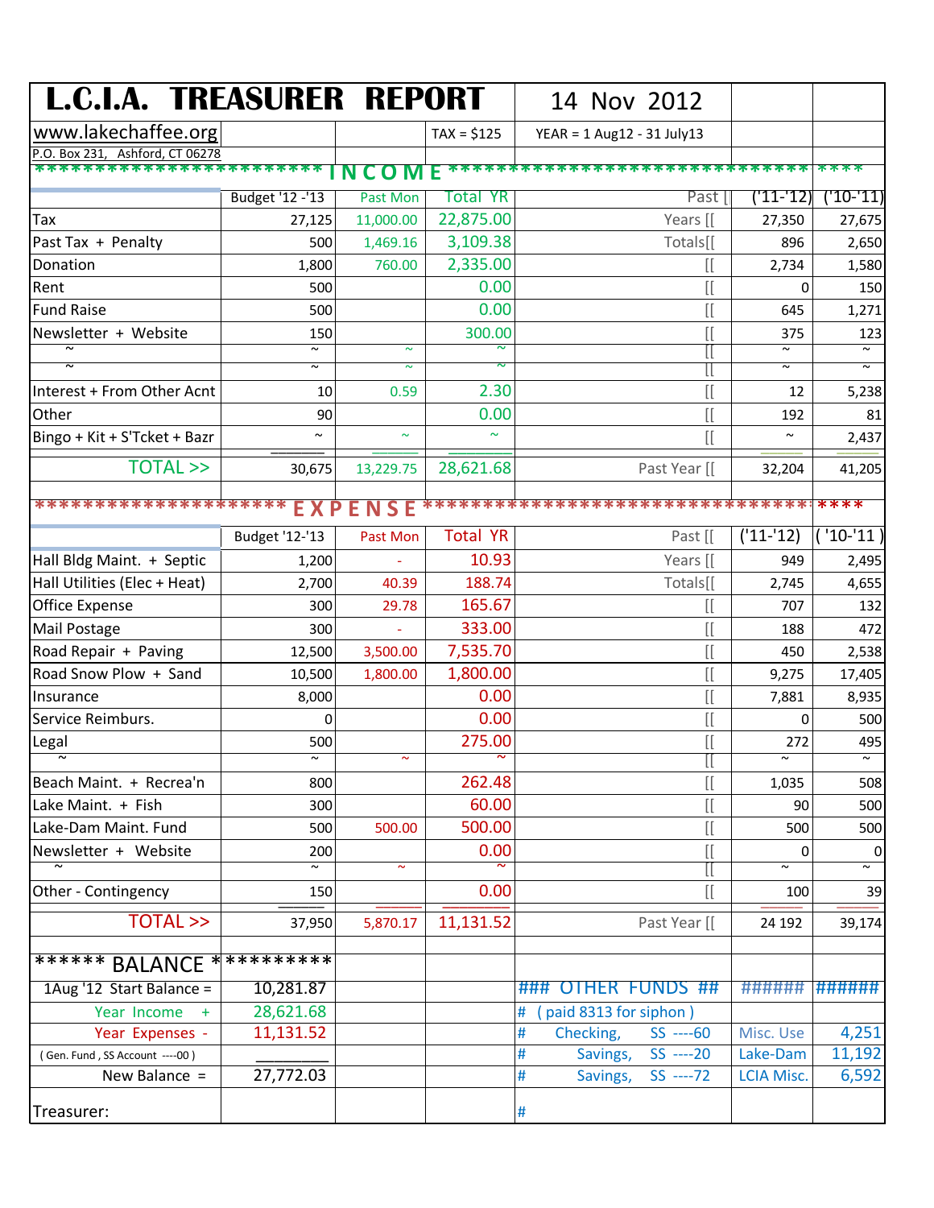# L.C.I.A. TREASURER REPORT

14 Nov 2012

www.lakechaffee.org
P.O. Box 231, Ashford, CT 06278

TAX = $125

YEAR = 1 Aug12 - 31 July13

## INCOME

| | Budget '12 -'13 | Past Mon | Total YR | Past [[ | ('11-'12) | ('10-'11) |
|---|---|---|---|---|---|---|
| Tax | 27,125 | 11,000.00 | 22,875.00 | Years [[ | 27,350 | 27,675 |
| Past Tax + Penalty | 500 | 1,469.16 | 3,109.38 | Totals[[ | 896 | 2,650 |
| Donation | 1,800 | 760.00 | 2,335.00 | [[ | 2,734 | 1,580 |
| Rent | 500 | | 0.00 | [[ | 0 | 150 |
| Fund Raise | 500 | | 0.00 | [[ | 645 | 1,271 |
| Newsletter + Website | 150 | | 300.00 | [[ | 375 | 123 |
| ~ | ~ | ~ | ~ | [[ | ~ | ~ |
| ~ | ~ | ~ | ~ | [[ | ~ | ~ |
| Interest + From Other Acnt | 10 | 0.59 | 2.30 | [[ | 12 | 5,238 |
| Other | 90 | | 0.00 | [[ | 192 | 81 |
| Bingo + Kit + S'Tcket + Bazr | ~ | ~ | ~ | [[ | ~ | 2,437 |
| TOTAL >> | 30,675 | 13,229.75 | 28,621.68 | Past Year [[ | 32,204 | 41,205 |

## EXPENSE

| | Budget '12-'13 | Past Mon | Total YR | Past [[ | ('11-'12) | ('10-'11) |
|---|---|---|---|---|---|---|
| Hall Bldg Maint. + Septic | 1,200 | - | 10.93 | Years [[ | 949 | 2,495 |
| Hall Utilities (Elec + Heat) | 2,700 | 40.39 | 188.74 | Totals[[ | 2,745 | 4,655 |
| Office Expense | 300 | 29.78 | 165.67 | [[ | 707 | 132 |
| Mail Postage | 300 | - | 333.00 | [[ | 188 | 472 |
| Road Repair + Paving | 12,500 | 3,500.00 | 7,535.70 | [[ | 450 | 2,538 |
| Road Snow Plow + Sand | 10,500 | 1,800.00 | 1,800.00 | [[ | 9,275 | 17,405 |
| Insurance | 8,000 | | 0.00 | [[ | 7,881 | 8,935 |
| Service Reimburs. | 0 | | 0.00 | [[ | 0 | 500 |
| Legal | 500 | | 275.00 | [[ | 272 | 495 |
| ~ | ~ | ~ | ~ | [[ | ~ | ~ |
| Beach Maint. + Recrea'n | 800 | | 262.48 | [[ | 1,035 | 508 |
| Lake Maint. + Fish | 300 | | 60.00 | [[ | 90 | 500 |
| Lake-Dam Maint. Fund | 500 | 500.00 | 500.00 | [[ | 500 | 500 |
| Newsletter + Website | 200 | | 0.00 | [[ | 0 | 0 |
| ~ | ~ | ~ | ~ | [[ | ~ | ~ |
| Other - Contingency | 150 | | 0.00 | [[ | 100 | 39 |
| TOTAL >> | 37,950 | 5,870.17 | 11,131.52 | Past Year [[ | 24 192 | 39,174 |

## BALANCE

| | |
|---|---|
| 1Aug '12 Start Balance = | 10,281.87 |
| Year Income + | 28,621.68 |
| Year Expenses - | 11,131.52 |
| ( Gen. Fund , SS Account ----00 ) | |
| New Balance = | 27,772.03 |

## OTHER FUNDS

| | | |
|---|---|---|
| # ( paid 8313 for siphon ) | | |
| # Checking, SS ----60 | Misc. Use | 4,251 |
| # Savings, SS ----20 | Lake-Dam | 11,192 |
| # Savings, SS ----72 | LCIA Misc. | 6,592 |
| # | | |

Treasurer: